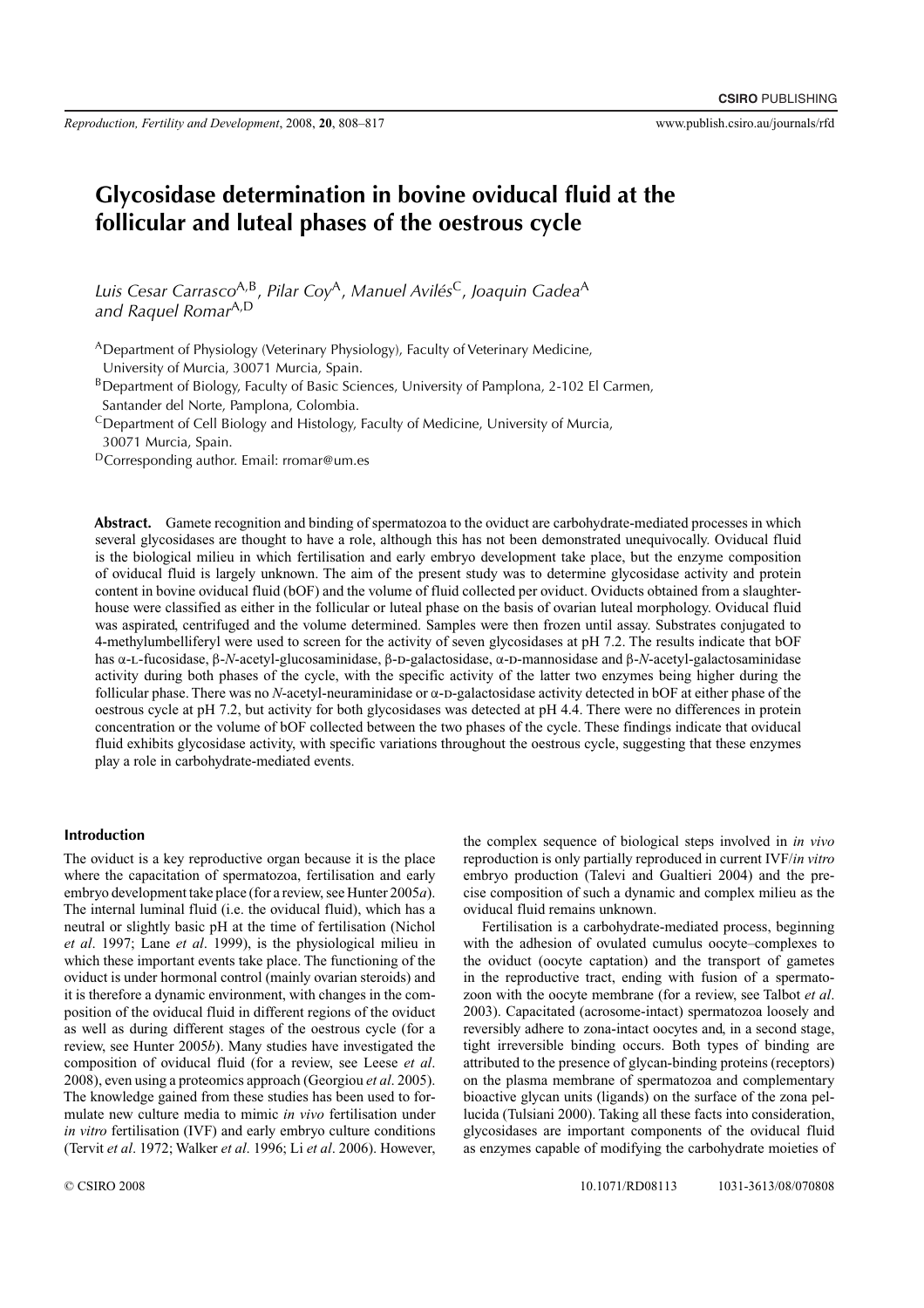# Glycosidase determination in bovine oviducal fluid at the follicular and luteal phases of the oestrous cycle

*Luis Cesar Carrasco*[A,B], *Pilar Coy*[A], *Manuel Avilés*[C], *Joaquin Gadea*[A] *and Raquel Romar*[A,D]

[A]Department of Physiology (Veterinary Physiology), Faculty of Veterinary Medicine, University of Murcia, 30071 Murcia, Spain.

[B]Department of Biology, Faculty of Basic Sciences, University of Pamplona, 2-102 El Carmen, Santander del Norte, Pamplona, Colombia.

[C]Department of Cell Biology and Histology, Faculty of Medicine, University of Murcia, 30071 Murcia, Spain.

[D]Corresponding author. Email: rromar@um.es

**Abstract.** Gamete recognition and binding of spermatozoa to the oviduct are carbohydrate-mediated processes in which several glycosidases are thought to have a role, although this has not been demonstrated unequivocally. Oviducal fluid is the biological milieu in which fertilisation and early embryo development take place, but the enzyme composition of oviducal fluid is largely unknown. The aim of the present study was to determine glycosidase activity and protein content in bovine oviducal fluid (bOF) and the volume of fluid collected per oviduct. Oviducts obtained from a slaughterhouse were classified as either in the follicular or luteal phase on the basis of ovarian luteal morphology. Oviducal fluid was aspirated, centrifuged and the volume determined. Samples were then frozen until assay. Substrates conjugated to 4-methylumbelliferyl were used to screen for the activity of seven glycosidases at pH 7.2. The results indicate that bOF has α-L-fucosidase, β-*N*-acetyl-glucosaminidase, β-D-galactosidase, α-D-mannosidase and β-*N*-acetyl-galactosaminidase activity during both phases of the cycle, with the specific activity of the latter two enzymes being higher during the follicular phase. There was no *N*-acetyl-neuraminidase or α-D-galactosidase activity detected in bOF at either phase of the oestrous cycle at pH 7.2, but activity for both glycosidases was detected at pH 4.4. There were no differences in protein concentration or the volume of bOF collected between the two phases of the cycle. These findings indicate that oviducal fluid exhibits glycosidase activity, with specific variations throughout the oestrous cycle, suggesting that these enzymes play a role in carbohydrate-mediated events.

## Introduction

The oviduct is a key reproductive organ because it is the place where the capacitation of spermatozoa, fertilisation and early embryo development take place (for a review, see Hunter 2005*a*). The internal luminal fluid (i.e. the oviducal fluid), which has a neutral or slightly basic pH at the time of fertilisation (Nichol *et al*. 1997; Lane *et al*. 1999), is the physiological milieu in which these important events take place. The functioning of the oviduct is under hormonal control (mainly ovarian steroids) and it is therefore a dynamic environment, with changes in the composition of the oviducal fluid in different regions of the oviduct as well as during different stages of the oestrous cycle (for a review, see Hunter 2005*b*). Many studies have investigated the composition of oviducal fluid (for a review, see Leese *et al*. 2008), even using a proteomics approach (Georgiou *et al*. 2005). The knowledge gained from these studies has been used to formulate new culture media to mimic *in vivo* fertilisation under *in vitro* fertilisation (IVF) and early embryo culture conditions (Tervit *et al*. 1972; Walker *et al*. 1996; Li *et al*. 2006). However, the complex sequence of biological steps involved in *in vivo* reproduction is only partially reproduced in current IVF/*in vitro* embryo production (Talevi and Gualtieri 2004) and the precise composition of such a dynamic and complex milieu as the oviducal fluid remains unknown.

Fertilisation is a carbohydrate-mediated process, beginning with the adhesion of ovulated cumulus oocyte–complexes to the oviduct (oocyte captation) and the transport of gametes in the reproductive tract, ending with fusion of a spermatozoon with the oocyte membrane (for a review, see Talbot *et al*. 2003). Capacitated (acrosome-intact) spermatozoa loosely and reversibly adhere to zona-intact oocytes and, in a second stage, tight irreversible binding occurs. Both types of binding are attributed to the presence of glycan-binding proteins (receptors) on the plasma membrane of spermatozoa and complementary bioactive glycan units (ligands) on the surface of the zona pellucida (Tulsiani 2000). Taking all these facts into consideration, glycosidases are important components of the oviducal fluid as enzymes capable of modifying the carbohydrate moieties of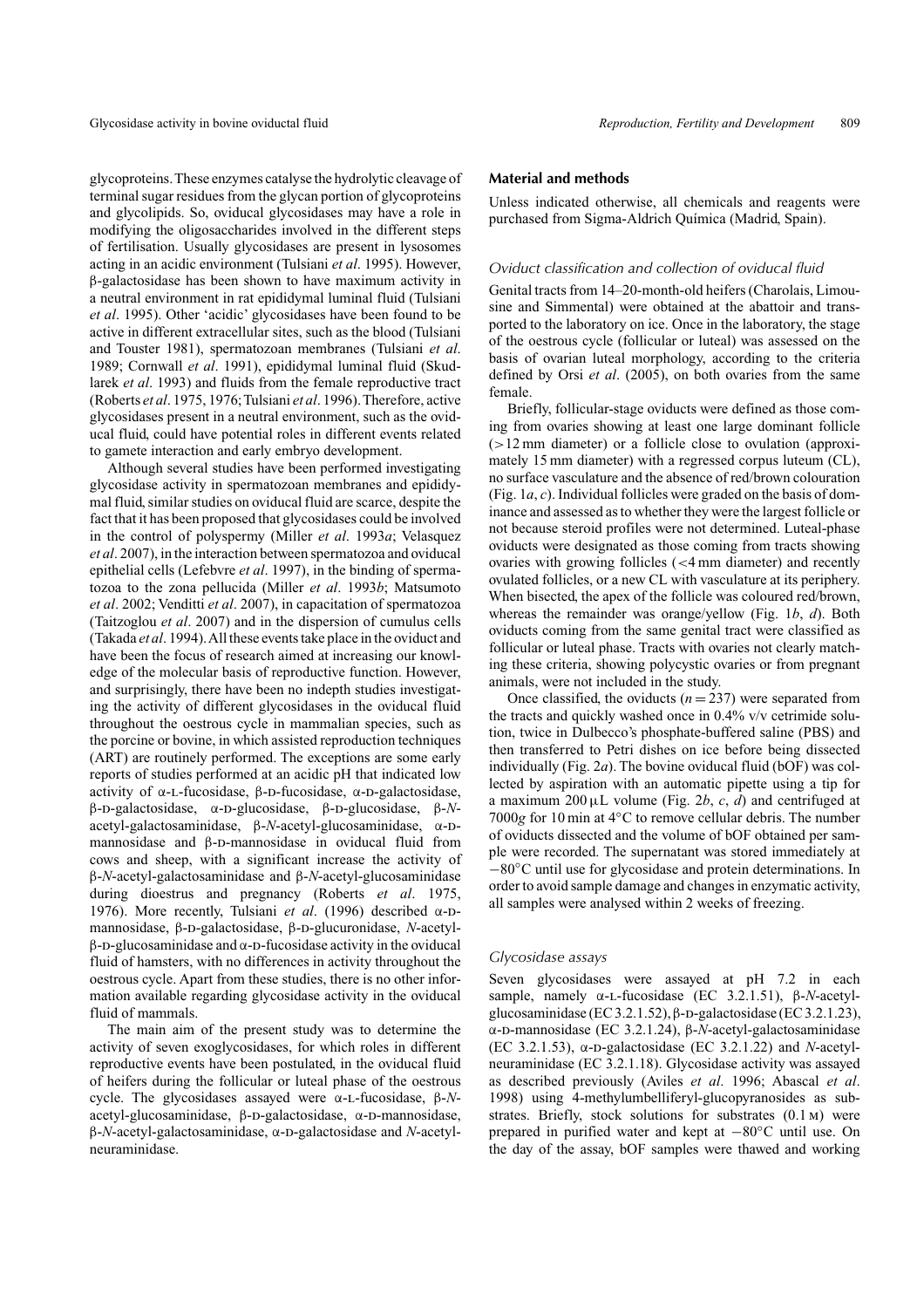glycoproteins. These enzymes catalyse the hydrolytic cleavage of terminal sugar residues from the glycan portion of glycoproteins and glycolipids. So, oviducal glycosidases may have a role in modifying the oligosaccharides involved in the different steps of fertilisation. Usually glycosidases are present in lysosomes acting in an acidic environment (Tulsiani *et al*. 1995). However, β-galactosidase has been shown to have maximum activity in a neutral environment in rat epididymal luminal fluid (Tulsiani *et al*. 1995). Other 'acidic' glycosidases have been found to be active in different extracellular sites, such as the blood (Tulsiani and Touster 1981), spermatozoan membranes (Tulsiani *et al*. 1989; Cornwall *et al*. 1991), epididymal luminal fluid (Skudlarek *et al*. 1993) and fluids from the female reproductive tract (Roberts *et al*. 1975, 1976; Tulsiani *et al*. 1996). Therefore, active glycosidases present in a neutral environment, such as the oviducal fluid, could have potential roles in different events related to gamete interaction and early embryo development.

Although several studies have been performed investigating glycosidase activity in spermatozoan membranes and epididymal fluid, similar studies on oviducal fluid are scarce, despite the fact that it has been proposed that glycosidases could be involved in the control of polyspermy (Miller *et al*. 1993*a*; Velasquez *et al*. 2007), in the interaction between spermatozoa and oviductal epithelial cells (Lefebvre *et al*. 1997), in the binding of spermatozoa to the zona pellucida (Miller *et al*. 1993*b*; Matsumoto *et al*. 2002; Venditti *et al*. 2007), in capacitation of spermatozoa (Taitzoglou *et al*. 2007) and in the dispersion of cumulus cells (Takada *et al*. 1994). All these events take place in the oviduct and have been the focus of research aimed at increasing our knowledge of the molecular basis of reproductive function. However, and surprisingly, there have been no indepth studies investigating the activity of different glycosidases in the oviducal fluid throughout the oestrous cycle in mammalian species, such as the porcine or bovine, in which assisted reproduction techniques (ART) are routinely performed. The exceptions are some early reports of studies performed at an acidic pH that indicated low activity of α-L-fucosidase, β-D-fucosidase, α-D-galactosidase, β-D-galactosidase, α-D-glucosidase, β-D-glucosidase, β-*N*-acetyl-galactosaminidase, β-*N*-acetyl-glucosaminidase, α-D-mannosidase and β-D-mannosidase in oviducal fluid from cows and sheep, with a significant increase the activity of β-*N*-acetyl-galactosaminidase and β-*N*-acetyl-glucosaminidase during dioestrus and pregnancy (Roberts *et al*. 1975, 1976). More recently, Tulsiani *et al*. (1996) described α-D-mannosidase, β-D-galactosidase, β-D-glucuronidase, *N*-acetyl-β-D-glucosaminidase and α-D-fucosidase activity in the oviducal fluid of hamsters, with no differences in activity throughout the oestrous cycle. Apart from these studies, there is no other information available regarding glycosidase activity in the oviducal fluid of mammals.

The main aim of the present study was to determine the activity of seven exoglycosidases, for which roles in different reproductive events have been postulated, in the oviducal fluid of heifers during the follicular or luteal phase of the oestrous cycle. The glycosidases assayed were α-L-fucosidase, β-*N*-acetyl-glucosaminidase, β-D-galactosidase, α-D-mannosidase, β-*N*-acetyl-galactosaminidase, α-D-galactosidase and *N*-acetyl-neuraminidase.

## Material and methods

Unless indicated otherwise, all chemicals and reagents were purchased from Sigma-Aldrich Química (Madrid, Spain).

### *Oviduct classification and collection of oviducal fluid*

Genital tracts from 14–20-month-old heifers (Charolais, Limousine and Simmental) were obtained at the abattoir and transported to the laboratory on ice. Once in the laboratory, the stage of the oestrous cycle (follicular or luteal) was assessed on the basis of ovarian luteal morphology, according to the criteria defined by Orsi *et al*. (2005), on both ovaries from the same female.

Briefly, follicular-stage oviducts were defined as those coming from ovaries showing at least one large dominant follicle (>12 mm diameter) or a follicle close to ovulation (approximately 15 mm diameter) with a regressed corpus luteum (CL), no surface vasculature and the absence of red/brown colouration (Fig. 1*a*, *c*). Individual follicles were graded on the basis of dominance and assessed as to whether they were the largest follicle or not because steroid profiles were not determined. Luteal-phase oviducts were designated as those coming from tracts showing ovaries with growing follicles (<4 mm diameter) and recently ovulated follicles, or a new CL with vasculature at its periphery. When bisected, the apex of the follicle was coloured red/brown, whereas the remainder was orange/yellow (Fig. 1*b*, *d*). Both oviducts coming from the same genital tract were classified as follicular or luteal phase. Tracts with ovaries not clearly matching these criteria, showing polycystic ovaries or from pregnant animals, were not included in the study.

Once classified, the oviducts ($n = 237$) were separated from the tracts and quickly washed once in 0.4% v/v cetrimide solution, twice in Dulbecco's phosphate-buffered saline (PBS) and then transferred to Petri dishes on ice before being dissected individually (Fig. 2*a*). The bovine oviducal fluid (bOF) was collected by aspiration with an automatic pipette using a tip for a maximum 200 μL volume (Fig. 2*b*, *c*, *d*) and centrifuged at 7000*g* for 10 min at 4°C to remove cellular debris. The number of oviducts dissected and the volume of bOF obtained per sample were recorded. The supernatant was stored immediately at −80°C until use for glycosidase and protein determinations. In order to avoid sample damage and changes in enzymatic activity, all samples were analysed within 2 weeks of freezing.

### *Glycosidase assays*

Seven glycosidases were assayed at pH 7.2 in each sample, namely α-L-fucosidase (EC 3.2.1.51), β-*N*-acetyl-glucosaminidase (EC 3.2.1.52), β-D-galactosidase (EC 3.2.1.23), α-D-mannosidase (EC 3.2.1.24), β-*N*-acetyl-galactosaminidase (EC 3.2.1.53), α-D-galactosidase (EC 3.2.1.22) and *N*-acetyl-neuraminidase (EC 3.2.1.18). Glycosidase activity was assayed as described previously (Aviles *et al*. 1996; Abascal *et al*. 1998) using 4-methylumbelliferyl-glucopyranosides as substrates. Briefly, stock solutions for substrates (0.1 M) were prepared in purified water and kept at −80°C until use. On the day of the assay, bOF samples were thawed and working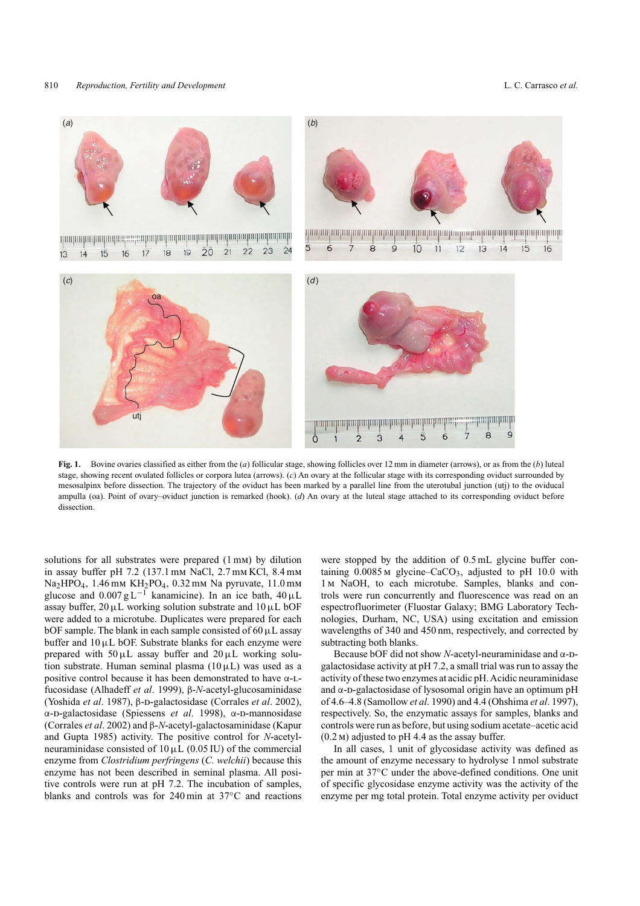**Fig. 1.** Bovine ovaries classified as either from the (*a*) follicular stage, showing follicles over 12 mm in diameter (arrows), or as from the (*b*) luteal stage, showing recent ovulated follicles or corpora lutea (arrows). (*c*) An ovary at the follicular stage with its corresponding oviduct surrounded by mesosalpinx before dissection. The trajectory of the oviduct has been marked by a parallel line from the uterotubal junction (utj) to the oviducal ampulla (oa). Point of ovary–oviduct junction is remarked (hook). (*d*) An ovary at the luteal stage attached to its corresponding oviduct before dissection.

solutions for all substrates were prepared (1 mM) by dilution in assay buffer pH 7.2 (137.1 mM NaCl, 2.7 mM KCl, 8.4 mM $Na_2HPO_4$, 1.46 mM $KH_2PO_4$, 0.32 mM Na pyruvate, 11.0 mM glucose and 0.007 g $L^{-1}$ kanamicine). In an ice bath, 40 µL assay buffer, 20 µL working solution substrate and 10 µL bOF were added to a microtube. Duplicates were prepared for each bOF sample. The blank in each sample consisted of 60 µL assay buffer and 10 µL bOF. Substrate blanks for each enzyme were prepared with 50 µL assay buffer and 20 µL working solution substrate. Human seminal plasma (10 µL) was used as a positive control because it has been demonstrated to have α-L-fucosidase (Alhadeff *et al*. 1999), β-*N*-acetyl-glucosaminidase (Yoshida *et al*. 1987), β-D-galactosidase (Corrales *et al*. 2002), α-D-galactosidase (Spiessens *et al*. 1998), α-D-mannosidase (Corrales *et al*. 2002) and β-*N*-acetyl-galactosaminidase (Kapur and Gupta 1985) activity. The positive control for *N*-acetyl-neuraminidase consisted of 10 µL (0.05 IU) of the commercial enzyme from *Clostridium perfringens* (*C. welchii*) because this enzyme has not been described in seminal plasma. All positive controls were run at pH 7.2. The incubation of samples, blanks and controls was for 240 min at 37°C and reactions were stopped by the addition of 0.5 mL glycine buffer containing 0.0085 M glycine–$CaCO_3$, adjusted to pH 10.0 with 1 M NaOH, to each microtube. Samples, blanks and controls were run concurrently and fluorescence was read on an espectrofluorimeter (Fluostar Galaxy; BMG Laboratory Technologies, Durham, NC, USA) using excitation and emission wavelengths of 340 and 450 nm, respectively, and corrected by subtracting both blanks.

Because bOF did not show *N*-acetyl-neuraminidase and α-D-galactosidase activity at pH 7.2, a small trial was run to assay the activity of these two enzymes at acidic pH. Acidic neuraminidase and α-D-galactosidase of lysosomal origin have an optimum pH of 4.6–4.8 (Samollow *et al*. 1990) and 4.4 (Ohshima *et al*. 1997), respectively. So, the enzymatic assays for samples, blanks and controls were run as before, but using sodium acetate–acetic acid (0.2 M) adjusted to pH 4.4 as the assay buffer.

In all cases, 1 unit of glycosidase activity was defined as the amount of enzyme necessary to hydrolyse 1 nmol substrate per min at 37°C under the above-defined conditions. One unit of specific glycosidase enzyme activity was the activity of the enzyme per mg total protein. Total enzyme activity per oviduct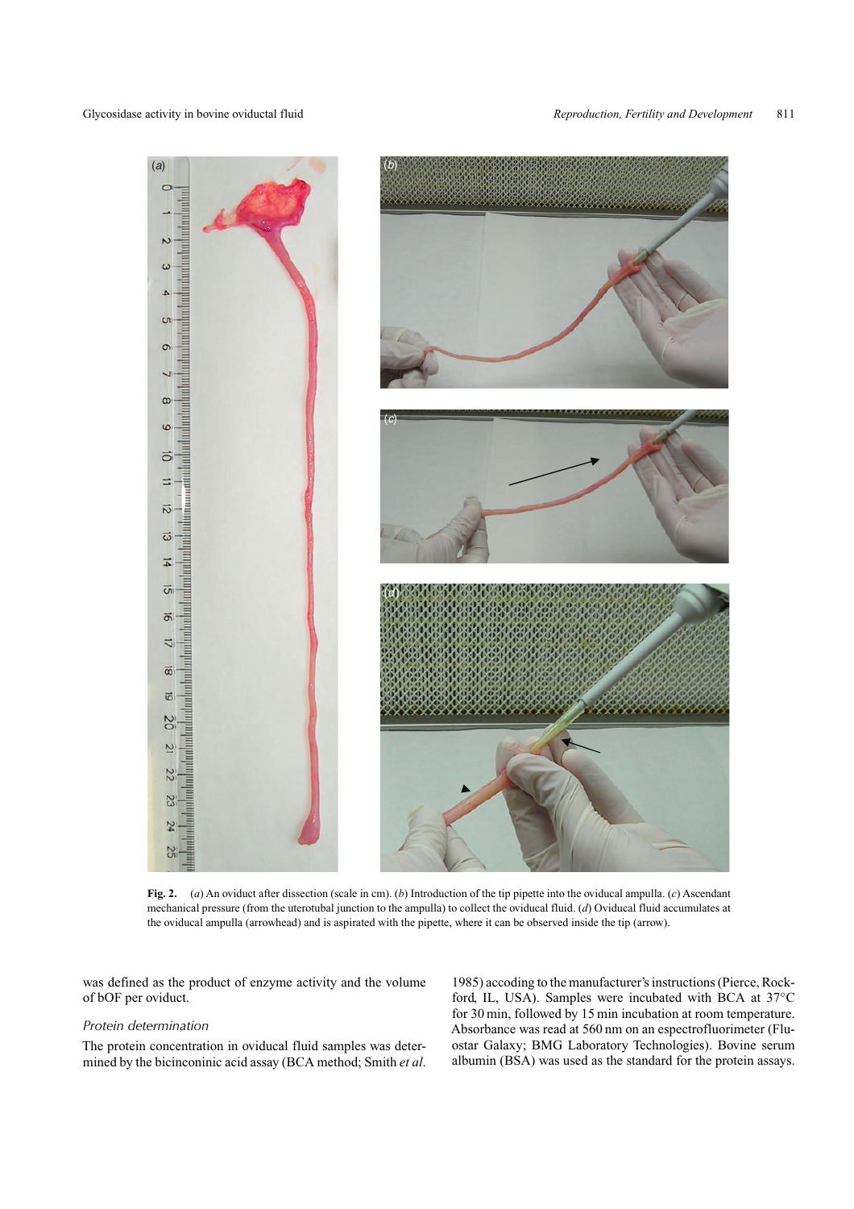**Fig. 2.** (*a*) An oviduct after dissection (scale in cm). (*b*) Introduction of the tip pipette into the oviducal ampulla. (*c*) Ascendant mechanical pressure (from the uterotubal junction to the ampulla) to collect the oviducal fluid. (*d*) Oviducal fluid accumulates at the oviducal ampulla (arrowhead) and is aspirated with the pipette, where it can be observed inside the tip (arrow).

was defined as the product of enzyme activity and the volume of bOF per oviduct.

### Protein determination

The protein concentration in oviducal fluid samples was determined by the bicinconinic acid assay (BCA method; Smith *et al.* 1985) accoding to the manufacturer's instructions (Pierce, Rockford, IL, USA). Samples were incubated with BCA at 37°C for 30 min, followed by 15 min incubation at room temperature. Absorbance was read at 560 nm on an espectrofluorimeter (Fluostar Galaxy; BMG Laboratory Technologies). Bovine serum albumin (BSA) was used as the standard for the protein assays.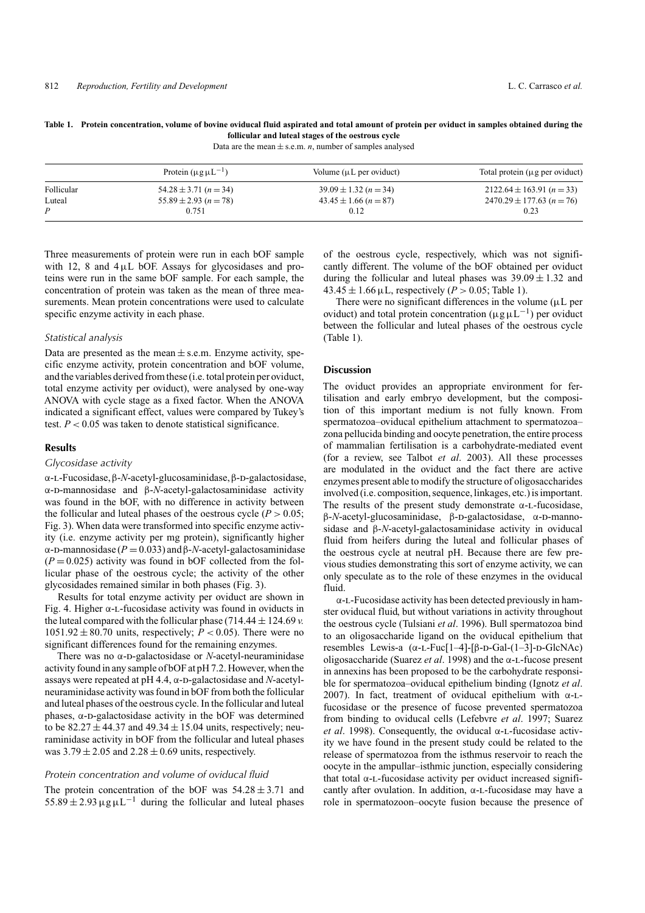**Table 1. Protein concentration, volume of bovine oviducal fluid aspirated and total amount of protein per oviduct in samples obtained during the follicular and luteal stages of the oestrous cycle**

Data are the mean ± s.e.m. *n*, number of samples analysed

| | Protein (μg μL$^{-1}$) | Volume (μL per oviduct) | Total protein (μg per oviduct) |
|---|---|---|---|
| Follicular | 54.28 ± 3.71 ($n = 34$) | 39.09 ± 1.32 ($n = 34$) | 2122.64 ± 163.91 ($n = 33$) |
| Luteal | 55.89 ± 2.93 ($n = 78$) | 43.45 ± 1.66 ($n = 87$) | 2470.29 ± 177.63 ($n = 76$) |
| *P* | 0.751 | 0.12 | 0.23 |

Three measurements of protein were run in each bOF sample with 12, 8 and 4 μL bOF. Assays for glycosidases and proteins were run in the same bOF sample. For each sample, the concentration of protein was taken as the mean of three measurements. Mean protein concentrations were used to calculate specific enzyme activity in each phase.

### Statistical analysis

Data are presented as the mean ± s.e.m. Enzyme activity, specific enzyme activity, protein concentration and bOF volume, and the variables derived from these (i.e. total protein per oviduct, total enzyme activity per oviduct), were analysed by one-way ANOVA with cycle stage as a fixed factor. When the ANOVA indicated a significant effect, values were compared by Tukey's test. $P < 0.05$ was taken to denote statistical significance.

## Results

### Glycosidase activity

α-L-Fucosidase, β-*N*-acetyl-glucosaminidase, β-D-galactosidase, α-D-mannosidase and β-*N*-acetyl-galactosaminidase activity was found in the bOF, with no difference in activity between the follicular and luteal phases of the oestrous cycle ($P > 0.05$; Fig. 3). When data were transformed into specific enzyme activity (i.e. enzyme activity per mg protein), significantly higher α-D-mannosidase ($P = 0.033$) and β-*N*-acetyl-galactosaminidase ($P = 0.025$) activity was found in bOF collected from the follicular phase of the oestrous cycle; the activity of the other glycosidades remained similar in both phases (Fig. 3).

Results for total enzyme activity per oviduct are shown in Fig. 4. Higher α-L-fucosidase activity was found in oviducts in the luteal compared with the follicular phase (714.44 ± 124.69 *v.* 1051.92 ± 80.70 units, respectively; $P < 0.05$). There were no significant differences found for the remaining enzymes.

There was no α-D-galactosidase or *N*-acetyl-neuraminidase activity found in any sample of bOF at pH 7.2. However, when the assays were repeated at pH 4.4, α-D-galactosidase and *N*-acetyl-neuraminidase activity was found in bOF from both the follicular and luteal phases of the oestrous cycle. In the follicular and luteal phases, α-D-galactosidase activity in the bOF was determined to be 82.27 ± 44.37 and 49.34 ± 15.04 units, respectively; neuraminidase activity in bOF from the follicular and luteal phases was 3.79 ± 2.05 and 2.28 ± 0.69 units, respectively.

### Protein concentration and volume of oviducal fluid

The protein concentration of the bOF was 54.28 ± 3.71 and 55.89 ± 2.93 μg μL$^{-1}$ during the follicular and luteal phases of the oestrous cycle, respectively, which was not significantly different. The volume of the bOF obtained per oviduct during the follicular and luteal phases was 39.09 ± 1.32 and 43.45 ± 1.66 μL, respectively ($P > 0.05$; Table 1).

There were no significant differences in the volume (μL per oviduct) and total protein concentration (μg μL$^{-1}$) per oviduct between the follicular and luteal phases of the oestrous cycle (Table 1).

## Discussion

The oviduct provides an appropriate environment for fertilisation and early embryo development, but the composition of this important medium is not fully known. From spermatozoa–oviducal epithelium attachment to spermatozoa–zona pellucida binding and oocyte penetration, the entire process of mammalian fertilisation is a carbohydrate-mediated event (for a review, see Talbot *et al*. 2003). All these processes are modulated in the oviduct and the fact there are active enzymes present able to modify the structure of oligosaccharides involved (i.e. composition, sequence, linkages, etc.) is important. The results of the present study demonstrate α-L-fucosidase, β-*N*-acetyl-glucosaminidase, β-D-galactosidase, α-D-mannosidase and β-*N*-acetyl-galactosaminidase activity in oviducal fluid from heifers during the luteal and follicular phases of the oestrous cycle at neutral pH. Because there are few previous studies demonstrating this sort of enzyme activity, we can only speculate as to the role of these enzymes in the oviducal fluid.

α-L-Fucosidase activity has been detected previously in hamster oviducal fluid, but without variations in activity throughout the oestrous cycle (Tulsiani *et al*. 1996). Bull spermatozoa bind to an oligosaccharide ligand on the oviducal epithelium that resembles Lewis-a (α-L-Fuc[1–4]-[β-D-Gal-(1–3]-D-GlcNAc) oligosaccharide (Suarez *et al*. 1998) and the α-L-fucose present in annexins has been proposed to be the carbohydrate responsible for spermatozoa–oviducal epithelium binding (Ignotz *et al*. 2007). In fact, treatment of oviducal epithelium with α-L-fucosidase or the presence of fucose prevented spermatozoa from binding to oviducal cells (Lefebvre *et al*. 1997; Suarez *et al*. 1998). Consequently, the oviducal α-L-fucosidase activity we have found in the present study could be related to the release of spermatozoa from the isthmus reservoir to reach the oocyte in the ampullar–isthmic junction, especially considering that total α-L-fucosidase activity per oviduct increased significantly after ovulation. In addition, α-L-fucosidase may have a role in spermatozoon–oocyte fusion because the presence of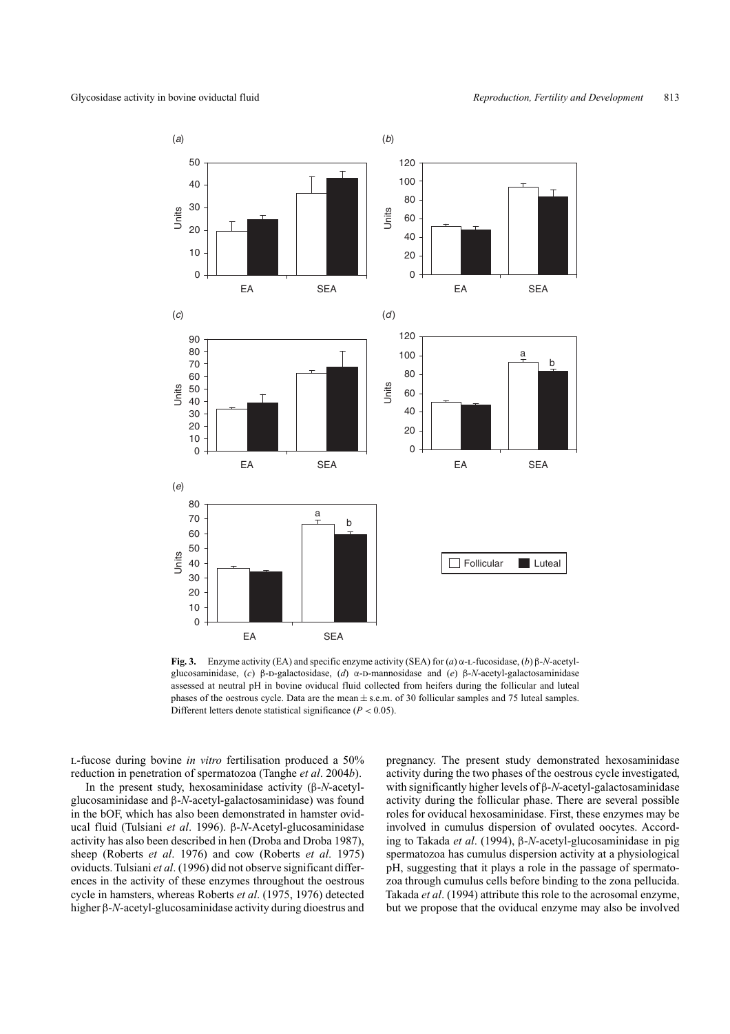**Fig. 3.** Enzyme activity (EA) and specific enzyme activity (SEA) for (*a*) α-L-fucosidase, (*b*) β-*N*-acetyl-glucosaminidase, (*c*) β-D-galactosidase, (*d*) α-D-mannosidase and (*e*) β-*N*-acetyl-galactosaminidase assessed at neutral pH in bovine oviducal fluid collected from heifers during the follicular and luteal phases of the oestrous cycle. Data are the mean ± s.e.m. of 30 follicular samples and 75 luteal samples. Different letters denote statistical significance ($P < 0.05$).

L-fucose during bovine *in vitro* fertilisation produced a 50% reduction in penetration of spermatozoa (Tanghe *et al*. 2004*b*).

In the present study, hexosaminidase activity (β-*N*-acetyl-glucosaminidase and β-*N*-acetyl-galactosaminidase) was found in the bOF, which has also been demonstrated in hamster oviducal fluid (Tulsiani *et al*. 1996). β-*N*-Acetyl-glucosaminidase activity has also been described in hen (Droba and Droba 1987), sheep (Roberts *et al*. 1976) and cow (Roberts *et al*. 1975) oviducts. Tulsiani *et al*. (1996) did not observe significant differences in the activity of these enzymes throughout the oestrous cycle in hamsters, whereas Roberts *et al*. (1975, 1976) detected higher β-*N*-acetyl-glucosaminidase activity during dioestrus and pregnancy. The present study demonstrated hexosaminidase activity during the two phases of the oestrous cycle investigated, with significantly higher levels of β-*N*-acetyl-galactosaminidase activity during the follicular phase. There are several possible roles for oviducal hexosaminidase. First, these enzymes may be involved in cumulus dispersion of ovulated oocytes. According to Takada *et al*. (1994), β-*N*-acetyl-glucosaminidase in pig spermatozoa has cumulus dispersion activity at a physiological pH, suggesting that it plays a role in the passage of spermatozoa through cumulus cells before binding to the zona pellucida. Takada *et al*. (1994) attribute this role to the acrosomal enzyme, but we propose that the oviducal enzyme may also be involved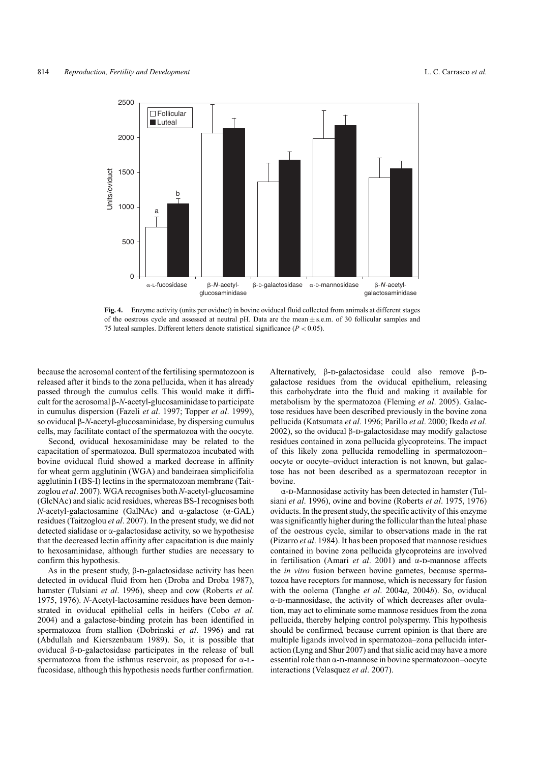**Fig. 4.** Enzyme activity (units per oviduct) in bovine oviducal fluid collected from animals at different stages of the oestrous cycle and assessed at neutral pH. Data are the mean ± s.e.m. of 30 follicular samples and 75 luteal samples. Different letters denote statistical significance ($P < 0.05$).

because the acrosomal content of the fertilising spermatozoon is released after it binds to the zona pellucida, when it has already passed through the cumulus cells. This would make it difficult for the acrosomal β-*N*-acetyl-glucosaminidase to participate in cumulus dispersion (Fazeli *et al*. 1997; Topper *et al*. 1999), so oviducal β-*N*-acetyl-glucosaminidase, by dispersing cumulus cells, may facilitate contact of the spermatozoa with the oocyte.

Second, oviducal hexosaminidase may be related to the capacitation of spermatozoa. Bull spermatozoa incubated with bovine oviducal fluid showed a marked decrease in affinity for wheat germ agglutinin (WGA) and bandeiraea simplicifolia agglutinin I (BS-I) lectins in the spermatozoan membrane (Taitzoglou *et al*. 2007). WGA recognises both *N*-acetyl-glucosamine (GlcNAc) and sialic acid residues, whereas BS-I recognises both *N*-acetyl-galactosamine (GalNAc) and α-galactose (α-GAL) residues (Taitzoglou *et al*. 2007). In the present study, we did not detected sialidase or α-galactosidase activity, so we hypothesise that the decreased lectin affinity after capacitation is due mainly to hexosaminidase, although further studies are necessary to confirm this hypothesis.

As in the present study, β-D-galactosidase activity has been detected in oviducal fluid from hen (Droba and Droba 1987), hamster (Tulsiani *et al*. 1996), sheep and cow (Roberts *et al*. 1975, 1976). *N*-Acetyl-lactosamine residues have been demonstrated in oviducal epithelial cells in heifers (Cobo *et al*. 2004) and a galactose-binding protein has been identified in spermatozoa from stallion (Dobrinski *et al*. 1996) and rat (Abdullah and Kierszenbaum 1989). So, it is possible that oviducal β-D-galactosidase participates in the release of bull spermatozoa from the isthmus reservoir, as proposed for α-L-fucosidase, although this hypothesis needs further confirmation. Alternatively, β-D-galactosidase could also remove β-D-galactose residues from the oviducal epithelium, releasing this carbohydrate into the fluid and making it available for metabolism by the spermatozoa (Fleming *et al*. 2005). Galactose residues have been described previously in the bovine zona pellucida (Katsumata *et al*. 1996; Parillo *et al*. 2000; Ikeda *et al*. 2002), so the oviducal β-D-galactosidase may modify galactose residues contained in zona pellucida glycoproteins. The impact of this likely zona pellucida remodelling in spermatozoon–oocyte or oocyte–oviduct interaction is not known, but galactose has not been described as a spermatozoan receptor in bovine.

α-D-Mannosidase activity has been detected in hamster (Tulsiani *et al*. 1996), ovine and bovine (Roberts *et al*. 1975, 1976) oviducts. In the present study, the specific activity of this enzyme was significantly higher during the follicular than the luteal phase of the oestrous cycle, similar to observations made in the rat (Pizarro *et al*. 1984). It has been proposed that mannose residues contained in bovine zona pellucida glycoproteins are involved in fertilisation (Amari *et al*. 2001) and α-D-mannose affects the *in vitro* fusion between bovine gametes, because spermatozoa have receptors for mannose, which is necessary for fusion with the oolema (Tanghe *et al*. 2004*a*, 2004*b*). So, oviducal α-D-mannosidase, the activity of which decreases after ovulation, may act to eliminate some mannose residues from the zona pellucida, thereby helping control polyspermy. This hypothesis should be confirmed, because current opinion is that there are multiple ligands involved in spermatozoa–zona pellucida interaction (Lyng and Shur 2007) and that sialic acid may have a more essential role than α-D-mannose in bovine spermatozoon–oocyte interactions (Velasquez *et al*. 2007).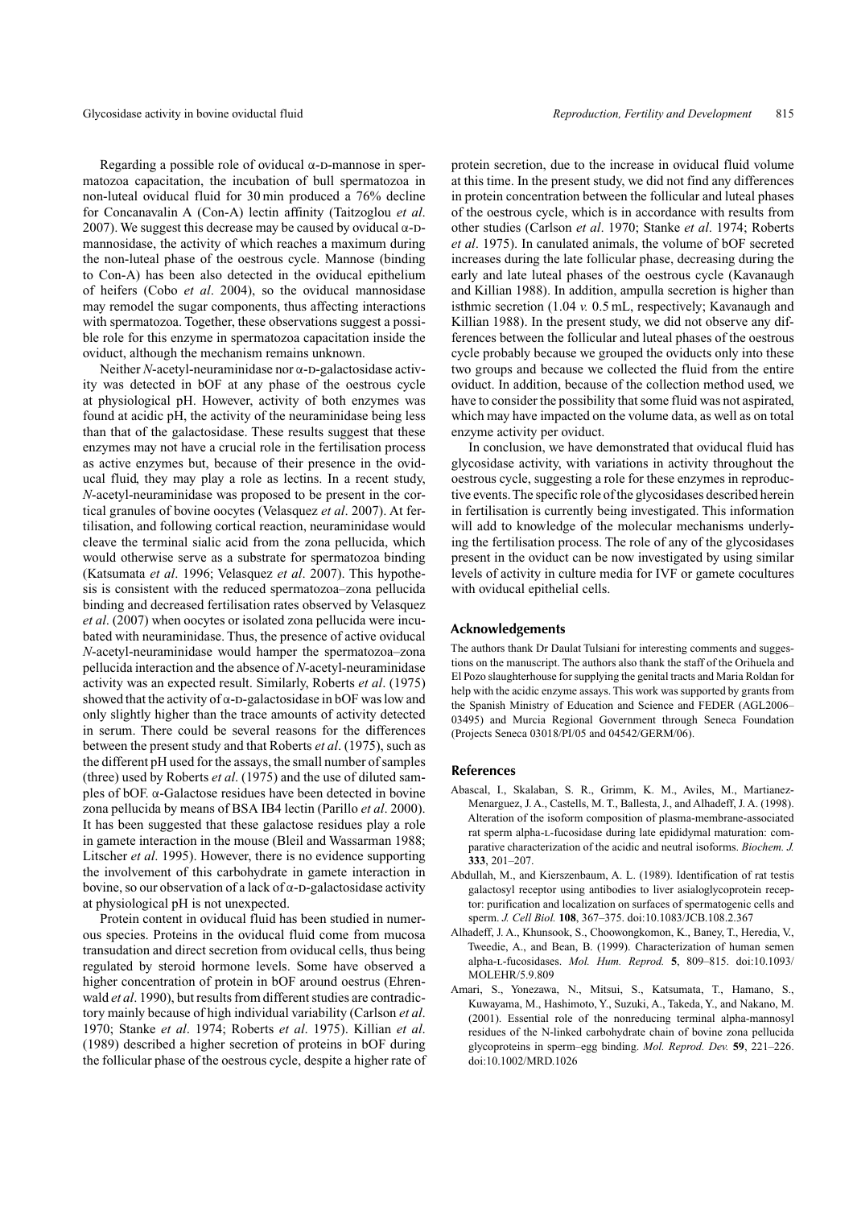Regarding a possible role of oviducal α-D-mannose in spermatozoa capacitation, the incubation of bull spermatozoa in non-luteal oviductal fluid for 30 min produced a 76% decline for Concanavalin A (Con-A) lectin affinity (Taitzoglou *et al*. 2007). We suggest this decrease may be caused by oviducal α-D-mannosidase, the activity of which reaches a maximum during the non-luteal phase of the oestrous cycle. Mannose (binding to Con-A) has been also detected in the oviducal epithelium of heifers (Cobo *et al*. 2004), so the oviducal mannosidase may remodel the sugar components, thus affecting interactions with spermatozoa. Together, these observations suggest a possible role for this enzyme in spermatozoa capacitation inside the oviduct, although the mechanism remains unknown.

Neither *N*-acetyl-neuraminidase nor α-D-galactosidase activity was detected in bOF at any phase of the oestrous cycle at physiological pH. However, activity of both enzymes was found at acidic pH, the activity of the neuraminidase being less than that of the galactosidase. These results suggest that these enzymes may not have a crucial role in the fertilisation process as active enzymes but, because of their presence in the oviducal fluid, they may play a role as lectins. In a recent study, *N*-acetyl-neuraminidase was proposed to be present in the cortical granules of bovine oocytes (Velasquez *et al*. 2007). At fertilisation, and following cortical reaction, neuraminidase would cleave the terminal sialic acid from the zona pellucida, which would otherwise serve as a substrate for spermatozoa binding (Katsumata *et al*. 1996; Velasquez *et al*. 2007). This hypothesis is consistent with the reduced spermatozoa–zona pellucida binding and decreased fertilisation rates observed by Velasquez *et al*. (2007) when oocytes or isolated zona pellucida were incubated with neuraminidase. Thus, the presence of active oviducal *N*-acetyl-neuraminidase would hamper the spermatozoa–zona pellucida interaction and the absence of *N*-acetyl-neuraminidase activity was an expected result. Similarly, Roberts *et al*. (1975) showed that the activity of α-D-galactosidase in bOF was low and only slightly higher than the trace amounts of activity detected in serum. There could be several reasons for the differences between the present study and that Roberts *et al*. (1975), such as the different pH used for the assays, the small number of samples (three) used by Roberts *et al*. (1975) and the use of diluted samples of bOF. α-Galactose residues have been detected in bovine zona pellucida by means of BSA IB4 lectin (Parillo *et al*. 2000). It has been suggested that these galactose residues play a role in gamete interaction in the mouse (Bleil and Wassarman 1988; Litscher *et al*. 1995). However, there is no evidence supporting the involvement of this carbohydrate in gamete interaction in bovine, so our observation of a lack of α-D-galactosidase activity at physiological pH is not unexpected.

Protein content in oviducal fluid has been studied in numerous species. Proteins in the oviducal fluid come from mucosa transudation and direct secretion from oviducal cells, thus being regulated by steroid hormone levels. Some have observed a higher concentration of protein in bOF around oestrus (Ehrenwald *et al*. 1990), but results from different studies are contradictory mainly because of high individual variability (Carlson *et al*. 1970; Stanke *et al*. 1974; Roberts *et al*. 1975). Killian *et al*. (1989) described a higher secretion of proteins in bOF during the follicular phase of the oestrous cycle, despite a higher rate of protein secretion, due to the increase in oviducal fluid volume at this time. In the present study, we did not find any differences in protein concentration between the follicular and luteal phases of the oestrous cycle, which is in accordance with results from other studies (Carlson *et al*. 1970; Stanke *et al*. 1974; Roberts *et al*. 1975). In canulated animals, the volume of bOF secreted increases during the late follicular phase, decreasing during the early and late luteal phases of the oestrous cycle (Kavanaugh and Killian 1988). In addition, ampulla secretion is higher than isthmic secretion (1.04 *v.* 0.5 mL, respectively; Kavanaugh and Killian 1988). In the present study, we did not observe any differences between the follicular and luteal phases of the oestrous cycle probably because we grouped the oviducts only into these two groups and because we collected the fluid from the entire oviduct. In addition, because of the collection method used, we have to consider the possibility that some fluid was not aspirated, which may have impacted on the volume data, as well as on total enzyme activity per oviduct.

In conclusion, we have demonstrated that oviducal fluid has glycosidase activity, with variations in activity throughout the oestrous cycle, suggesting a role for these enzymes in reproductive events. The specific role of the glycosidases described herein in fertilisation is currently being investigated. This information will add to knowledge of the molecular mechanisms underlying the fertilisation process. The role of any of the glycosidases present in the oviduct can be now investigated by using similar levels of activity in culture media for IVF or gamete cocultures with oviducal epithelial cells.

## Acknowledgements

The authors thank Dr Daulat Tulsiani for interesting comments and suggestions on the manuscript. The authors also thank the staff of the Orihuela and El Pozo slaughterhouse for supplying the genital tracts and Maria Roldan for help with the acidic enzyme assays. This work was supported by grants from the Spanish Ministry of Education and Science and FEDER (AGL2006–03495) and Murcia Regional Government through Seneca Foundation (Projects Seneca 03018/PI/05 and 04542/GERM/06).

## References

Abascal, I., Skalaban, S. R., Grimm, K. M., Aviles, M., Martianez-Menarguez, J. A., Castells, M. T., Ballesta, J., and Alhadeff, J. A. (1998). Alteration of the isoform composition of plasma-membrane-associated rat sperm alpha-L-fucosidase during late epididymal maturation: comparative characterization of the acidic and neutral isoforms. *Biochem. J.* **333**, 201–207.

Abdullah, M., and Kierszenbaum, A. L. (1989). Identification of rat testis galactosyl receptor using antibodies to liver asialoglycoprotein receptor: purification and localization on surfaces of spermatogenic cells and sperm. *J. Cell Biol.* **108**, 367–375. doi:10.1083/JCB.108.2.367

Alhadeff, J. A., Khunsook, S., Choowongkomon, K., Baney, T., Heredia, V., Tweedie, A., and Bean, B. (1999). Characterization of human semen alpha-L-fucosidases. *Mol. Hum. Reprod.* **5**, 809–815. doi:10.1093/MOLEHR/5.9.809

Amari, S., Yonezawa, N., Mitsui, S., Katsumata, T., Hamano, S., Kuwayama, M., Hashimoto, Y., Suzuki, A., Takeda, Y., and Nakano, M. (2001). Essential role of the nonreducing terminal alpha-mannosyl residues of the N-linked carbohydrate chain of bovine zona pellucida glycoproteins in sperm–egg binding. *Mol. Reprod. Dev.* **59**, 221–226. doi:10.1002/MRD.1026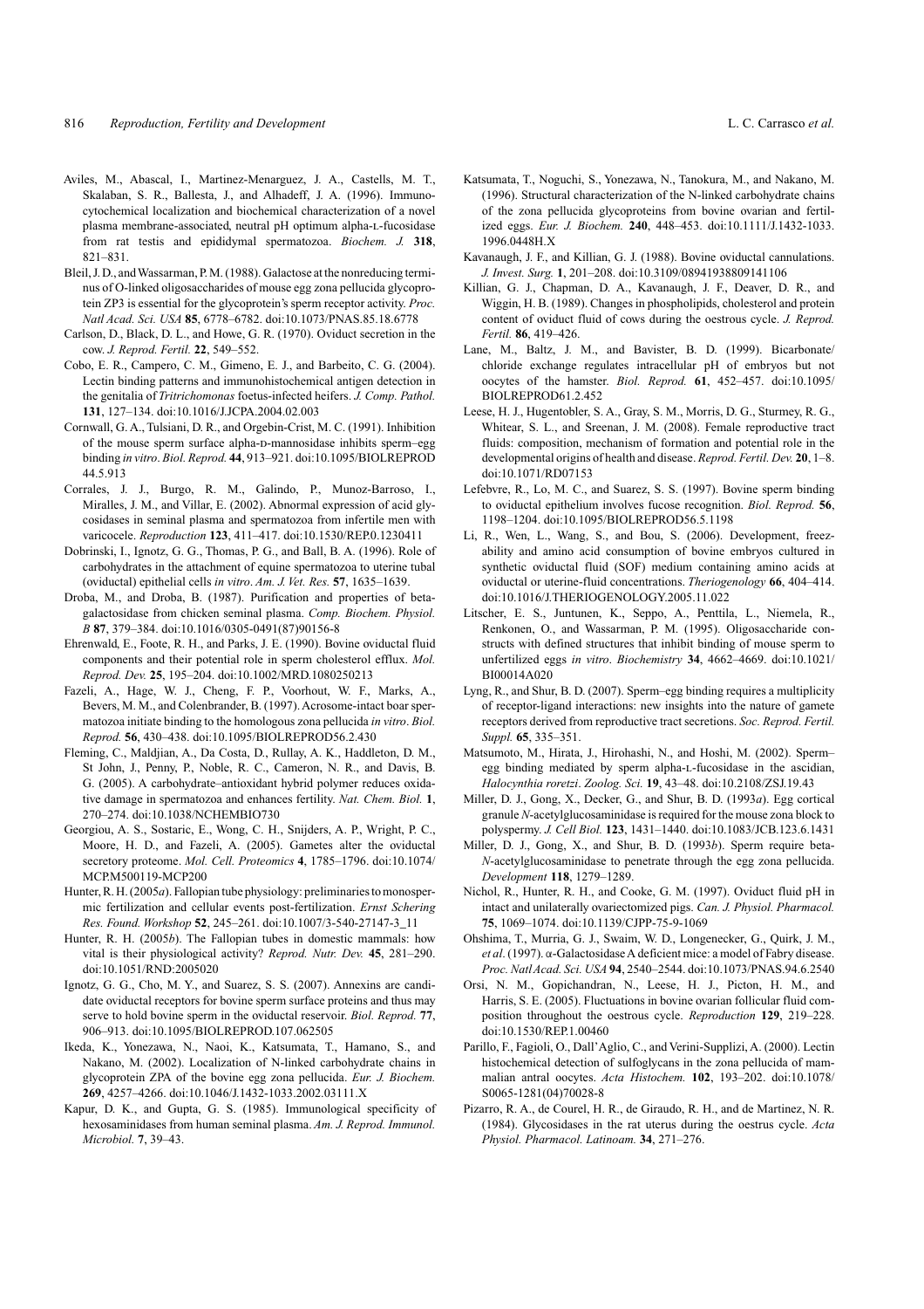Aviles, M., Abascal, I., Martinez-Menarguez, J. A., Castells, M. T., Skalaban, S. R., Ballesta, J., and Alhadeff, J. A. (1996). Immunocytochemical localization and biochemical characterization of a novel plasma membrane-associated, neutral pH optimum alpha-L-fucosidase from rat testis and epididymal spermatozoa. *Biochem. J.* **318**, 821–831.

Bleil, J. D., and Wassarman, P. M. (1988). Galactose at the nonreducing terminus of O-linked oligosaccharides of mouse egg zona pellucida glycoprotein ZP3 is essential for the glycoprotein's sperm receptor activity. *Proc. Natl Acad. Sci. USA* **85**, 6778–6782. doi:10.1073/PNAS.85.18.6778

Carlson, D., Black, D. L., and Howe, G. R. (1970). Oviduct secretion in the cow. *J. Reprod. Fertil.* **22**, 549–552.

Cobo, E. R., Campero, C. M., Gimeno, E. J., and Barbeito, C. G. (2004). Lectin binding patterns and immunohistochemical antigen detection in the genitalia of *Tritrichomonas* foetus-infected heifers. *J. Comp. Pathol.* **131**, 127–134. doi:10.1016/J.JCPA.2004.02.003

Cornwall, G. A., Tulsiani, D. R., and Orgebin-Crist, M. C. (1991). Inhibition of the mouse sperm surface alpha-D-mannosidase inhibits sperm–egg binding *in vitro*. *Biol. Reprod.* **44**, 913–921. doi:10.1095/BIOLREPROD44.5.913

Corrales, J. J., Burgo, R. M., Galindo, P., Munoz-Barroso, I., Miralles, J. M., and Villar, E. (2002). Abnormal expression of acid glycosidases in seminal plasma and spermatozoa from infertile men with varicocele. *Reproduction* **123**, 411–417. doi:10.1530/REP.0.1230411

Dobrinski, I., Ignotz, G. G., Thomas, P. G., and Ball, B. A. (1996). Role of carbohydrates in the attachment of equine spermatozoa to uterine tubal (oviductal) epithelial cells *in vitro*. *Am. J. Vet. Res.* **57**, 1635–1639.

Droba, M., and Droba, B. (1987). Purification and properties of beta-galactosidase from chicken seminal plasma. *Comp. Biochem. Physiol. B* **87**, 379–384. doi:10.1016/0305-0491(87)90156-8

Ehrenwald, E., Foote, R. H., and Parks, J. E. (1990). Bovine oviductal fluid components and their potential role in sperm cholesterol efflux. *Mol. Reprod. Dev.* **25**, 195–204. doi:10.1002/MRD.1080250213

Fazeli, A., Hage, W. J., Cheng, F. P., Voorhout, W. F., Marks, A., Bevers, M. M., and Colenbrander, B. (1997). Acrosome-intact boar spermatozoa initiate binding to the homologous zona pellucida *in vitro*. *Biol. Reprod.* **56**, 430–438. doi:10.1095/BIOLREPROD56.2.430

Fleming, C., Maldjian, A., Da Costa, D., Rullay, A. K., Haddleton, D. M., St John, J., Penny, P., Noble, R. C., Cameron, N. R., and Davis, B. G. (2005). A carbohydrate–antioxidant hybrid polymer reduces oxidative damage in spermatozoa and enhances fertility. *Nat. Chem. Biol.* **1**, 270–274. doi:10.1038/NCHEMBIO730

Georgiou, A. S., Sostaric, E., Wong, C. H., Snijders, A. P., Wright, P. C., Moore, H. D., and Fazeli, A. (2005). Gametes alter the oviductal secretory proteome. *Mol. Cell. Proteomics* **4**, 1785–1796. doi:10.1074/MCP.M500119-MCP200

Hunter, R. H. (2005*a*). Fallopian tube physiology: preliminaries to monospermic fertilization and cellular events post-fertilization. *Ernst Schering Res. Found. Workshop* **52**, 245–261. doi:10.1007/3-540-27147-3_11

Hunter, R. H. (2005*b*). The Fallopian tubes in domestic mammals: how vital is their physiological activity? *Reprod. Nutr. Dev.* **45**, 281–290. doi:10.1051/RND:2005020

Ignotz, G. G., Cho, M. Y., and Suarez, S. S. (2007). Annexins are candidate oviductal receptors for bovine sperm surface proteins and thus may serve to hold bovine sperm in the oviductal reservoir. *Biol. Reprod.* **77**, 906–913. doi:10.1095/BIOLREPROD.107.062505

Ikeda, K., Yonezawa, N., Naoi, K., Katsumata, T., Hamano, S., and Nakano, M. (2002). Localization of N-linked carbohydrate chains in glycoprotein ZPA of the bovine egg zona pellucida. *Eur. J. Biochem.* **269**, 4257–4266. doi:10.1046/J.1432-1033.2002.03111.X

Kapur, D. K., and Gupta, G. S. (1985). Immunological specificity of hexosaminidases from human seminal plasma. *Am. J. Reprod. Immunol. Microbiol.* **7**, 39–43.

Katsumata, T., Noguchi, S., Yonezawa, N., Tanokura, M., and Nakano, M. (1996). Structural characterization of the N-linked carbohydrate chains of the zona pellucida glycoproteins from bovine ovarian and fertilized eggs. *Eur. J. Biochem.* **240**, 448–453. doi:10.1111/J.1432-1033.1996.0448H.X

Kavanaugh, J. F., and Killian, G. J. (1988). Bovine oviductal cannulations. *J. Invest. Surg.* **1**, 201–208. doi:10.3109/08941938809141106

Killian, G. J., Chapman, D. A., Kavanaugh, J. F., Deaver, D. R., and Wiggin, H. B. (1989). Changes in phospholipids, cholesterol and protein content of oviduct fluid of cows during the oestrous cycle. *J. Reprod. Fertil.* **86**, 419–426.

Lane, M., Baltz, J. M., and Bavister, B. D. (1999). Bicarbonate/chloride exchange regulates intracellular pH of embryos but not oocytes of the hamster. *Biol. Reprod.* **61**, 452–457. doi:10.1095/BIOLREPROD61.2.452

Leese, H. J., Hugentobler, S. A., Gray, S. M., Morris, D. G., Sturmey, R. G., Whitear, S. L., and Sreenan, J. M. (2008). Female reproductive tract fluids: composition, mechanism of formation and potential role in the developmental origins of health and disease. *Reprod. Fertil. Dev.* **20**, 1–8. doi:10.1071/RD07153

Lefebvre, R., Lo, M. C., and Suarez, S. S. (1997). Bovine sperm binding to oviductal epithelium involves fucose recognition. *Biol. Reprod.* **56**, 1198–1204. doi:10.1095/BIOLREPROD56.5.1198

Li, R., Wen, L., Wang, S., and Bou, S. (2006). Development, freezability and amino acid consumption of bovine embryos cultured in synthetic oviductal fluid (SOF) medium containing amino acids at oviductal or uterine-fluid concentrations. *Theriogenology* **66**, 404–414. doi:10.1016/J.THERIOGENOLOGY.2005.11.022

Litscher, E. S., Juntunen, K., Seppo, A., Penttila, L., Niemela, R., Renkonen, O., and Wassarman, P. M. (1995). Oligosaccharide constructs with defined structures that inhibit binding of mouse sperm to unfertilized eggs *in vitro*. *Biochemistry* **34**, 4662–4669. doi:10.1021/BI00014A020

Lyng, R., and Shur, B. D. (2007). Sperm–egg binding requires a multiplicity of receptor-ligand interactions: new insights into the nature of gamete receptors derived from reproductive tract secretions. *Soc. Reprod. Fertil. Suppl.* **65**, 335–351.

Matsumoto, M., Hirata, J., Hirohashi, N., and Hoshi, M. (2002). Sperm–egg binding mediated by sperm alpha-L-fucosidase in the ascidian, *Halocynthia roretzi*. *Zoolog. Sci.* **19**, 43–48. doi:10.2108/ZSJ.19.43

Miller, D. J., Gong, X., Decker, G., and Shur, B. D. (1993*a*). Egg cortical granule *N*-acetylglucosaminidase is required for the mouse zona block to polyspermy. *J. Cell Biol.* **123**, 1431–1440. doi:10.1083/JCB.123.6.1431

Miller, D. J., Gong, X., and Shur, B. D. (1993*b*). Sperm require beta-*N*-acetylglucosaminidase to penetrate through the egg zona pellucida. *Development* **118**, 1279–1289.

Nichol, R., Hunter, R. H., and Cooke, G. M. (1997). Oviduct fluid pH in intact and unilaterally ovariectomized pigs. *Can. J. Physiol. Pharmacol.* **75**, 1069–1074. doi:10.1139/CJPP-75-9-1069

Ohshima, T., Murria, G. J., Swaim, W. D., Longenecker, G., Quirk, J. M., *et al*. (1997). α-Galactosidase A deficient mice: a model of Fabry disease. *Proc. Natl Acad. Sci. USA* **94**, 2540–2544. doi:10.1073/PNAS.94.6.2540

Orsi, N. M., Gopichandran, N., Leese, H. J., Picton, H. M., and Harris, S. E. (2005). Fluctuations in bovine ovarian follicular fluid composition throughout the oestrous cycle. *Reproduction* **129**, 219–228. doi:10.1530/REP.1.00460

Parillo, F., Fagioli, O., Dall'Aglio, C., and Verini-Supplizi, A. (2000). Lectin histochemical detection of sulfoglycans in the zona pellucida of mammalian antral oocytes. *Acta Histochem.* **102**, 193–202. doi:10.1078/S0065-1281(04)70028-8

Pizarro, R. A., de Courel, H. R., de Giraudo, R. H., and de Martinez, N. R. (1984). Glycosidases in the rat uterus during the oestrus cycle. *Acta Physiol. Pharmacol. Latinoam.* **34**, 271–276.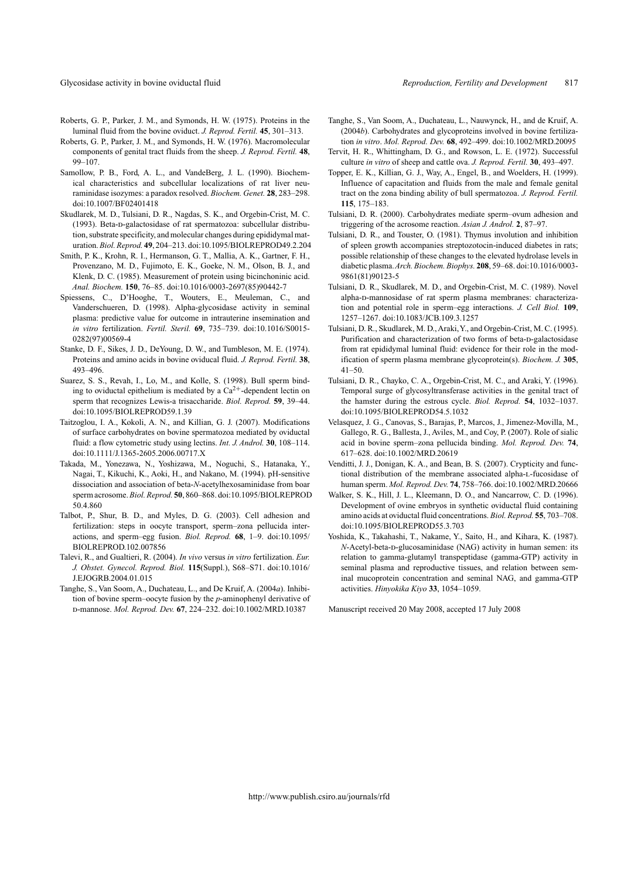Roberts, G. P., Parker, J. M., and Symonds, H. W. (1975). Proteins in the luminal fluid from the bovine oviduct. *J. Reprod. Fertil.* **45**, 301–313.

Roberts, G. P., Parker, J. M., and Symonds, H. W. (1976). Macromolecular components of genital tract fluids from the sheep. *J. Reprod. Fertil.* **48**, 99–107.

Samollow, P. B., Ford, A. L., and VandeBerg, J. L. (1990). Biochemical characteristics and subcellular localizations of rat liver neuraminidase isozymes: a paradox resolved. *Biochem. Genet.* **28**, 283–298. doi:10.1007/BF02401418

Skudlarek, M. D., Tulsiani, D. R., Nagdas, S. K., and Orgebin-Crist, M. C. (1993). Beta-D-galactosidase of rat spermatozoa: subcellular distribution, substrate specificity, and molecular changes during epididymal maturation. *Biol. Reprod.* **49**, 204–213. doi:10.1095/BIOLREPROD49.2.204

Smith, P. K., Krohn, R. I., Hermanson, G. T., Mallia, A. K., Gartner, F. H., Provenzano, M. D., Fujimoto, E. K., Goeke, N. M., Olson, B. J., and Klenk, D. C. (1985). Measurement of protein using bicinchoninic acid. *Anal. Biochem.* **150**, 76–85. doi:10.1016/0003-2697(85)90442-7

Spiessens, C., D'Hooghe, T., Wouters, E., Meuleman, C., and Vanderschueren, D. (1998). Alpha-glycosidase activity in seminal plasma: predictive value for outcome in intrauterine insemination and *in vitro* fertilization. *Fertil. Steril.* **69**, 735–739. doi:10.1016/S0015-0282(97)00569-4

Stanke, D. F., Sikes, J. D., DeYoung, D. W., and Tumbleson, M. E. (1974). Proteins and amino acids in bovine oviducal fluid. *J. Reprod. Fertil.* **38**, 493–496.

Suarez, S. S., Revah, I., Lo, M., and Kolle, S. (1998). Bull sperm binding to oviductal epithelium is mediated by a $Ca^{2+}$-dependent lectin on sperm that recognizes Lewis-a trisaccharide. *Biol. Reprod.* **59**, 39–44. doi:10.1095/BIOLREPROD59.1.39

Taitzoglou, I. A., Kokoli, A. N., and Killian, G. J. (2007). Modifications of surface carbohydrates on bovine spermatozoa mediated by oviductal fluid: a flow cytometric study using lectins. *Int. J. Androl.* **30**, 108–114. doi:10.1111/J.1365-2605.2006.00717.X

Takada, M., Yonezawa, N., Yoshizawa, M., Noguchi, S., Hatanaka, Y., Nagai, T., Kikuchi, K., Aoki, H., and Nakano, M. (1994). pH-sensitive dissociation and association of beta-*N*-acetylhexosaminidase from boar sperm acrosome. *Biol. Reprod.* **50**, 860–868. doi:10.1095/BIOLREPROD50.4.860

Talbot, P., Shur, B. D., and Myles, D. G. (2003). Cell adhesion and fertilization: steps in oocyte transport, sperm–zona pellucida interactions, and sperm–egg fusion. *Biol. Reprod.* **68**, 1–9. doi:10.1095/BIOLREPROD.102.007856

Talevi, R., and Gualtieri, R. (2004). *In vivo* versus *in vitro* fertilization. *Eur. J. Obstet. Gynecol. Reprod. Biol.* **115**(Suppl.), S68–S71. doi:10.1016/J.EJOGRB.2004.01.015

Tanghe, S., Van Soom, A., Duchateau, L., and De Kruif, A. (2004*a*). Inhibition of bovine sperm–oocyte fusion by the *p*-aminophenyl derivative of D-mannose. *Mol. Reprod. Dev.* **67**, 224–232. doi:10.1002/MRD.10387

Tanghe, S., Van Soom, A., Duchateau, L., Nauwynck, H., and de Kruif, A. (2004*b*). Carbohydrates and glycoproteins involved in bovine fertilization *in vitro*. *Mol. Reprod. Dev.* **68**, 492–499. doi:10.1002/MRD.20095

Tervit, H. R., Whittingham, D. G., and Rowson, L. E. (1972). Successful culture *in vitro* of sheep and cattle ova. *J. Reprod. Fertil.* **30**, 493–497.

Topper, E. K., Killian, G. J., Way, A., Engel, B., and Woelders, H. (1999). Influence of capacitation and fluids from the male and female genital tract on the zona binding ability of bull spermatozoa. *J. Reprod. Fertil.* **115**, 175–183.

Tulsiani, D. R. (2000). Carbohydrates mediate sperm–ovum adhesion and triggering of the acrosome reaction. *Asian J. Androl.* **2**, 87–97.

Tulsiani, D. R., and Touster, O. (1981). Thymus involution and inhibition of spleen growth accompanies streptozotocin-induced diabetes in rats; possible relationship of these changes to the elevated hydrolase levels in diabetic plasma. *Arch. Biochem. Biophys.* **208**, 59–68. doi:10.1016/0003-9861(81)90123-5

Tulsiani, D. R., Skudlarek, M. D., and Orgebin-Crist, M. C. (1989). Novel alpha-D-mannosidase of rat sperm plasma membranes: characterization and potential role in sperm–egg interactions. *J. Cell Biol.* **109**, 1257–1267. doi:10.1083/JCB.109.3.1257

Tulsiani, D. R., Skudlarek, M. D., Araki, Y., and Orgebin-Crist, M. C. (1995). Purification and characterization of two forms of beta-D-galactosidase from rat epididymal luminal fluid: evidence for their role in the modification of sperm plasma membrane glycoprotein(s). *Biochem. J.* **305**, 41–50.

Tulsiani, D. R., Chayko, C. A., Orgebin-Crist, M. C., and Araki, Y. (1996). Temporal surge of glycosyltransferase activities in the genital tract of the hamster during the estrous cycle. *Biol. Reprod.* **54**, 1032–1037. doi:10.1095/BIOLREPROD54.5.1032

Velasquez, J. G., Canovas, S., Barajas, P., Marcos, J., Jimenez-Movilla, M., Gallego, R. G., Ballesta, J., Aviles, M., and Coy, P. (2007). Role of sialic acid in bovine sperm–zona pellucida binding. *Mol. Reprod. Dev.* **74**, 617–628. doi:10.1002/MRD.20619

Venditti, J. J., Donigan, K. A., and Bean, B. S. (2007). Crypticity and functional distribution of the membrane associated alpha-L-fucosidase of human sperm. *Mol. Reprod. Dev.* **74**, 758–766. doi:10.1002/MRD.20666

Walker, S. K., Hill, J. L., Kleemann, D. O., and Nancarrow, C. D. (1996). Development of ovine embryos in synthetic oviductal fluid containing amino acids at oviductal fluid concentrations. *Biol. Reprod.* **55**, 703–708. doi:10.1095/BIOLREPROD55.3.703

Yoshida, K., Takahashi, T., Nakame, Y., Saito, H., and Kihara, K. (1987). *N*-Acetyl-beta-D-glucosaminidase (NAG) activity in human semen: its relation to gamma-glutamyl transpeptidase (gamma-GTP) activity in seminal plasma and reproductive tissues, and relation between seminal mucoprotein concentration and seminal NAG, and gamma-GTP activities. *Hinyokika Kiyo* **33**, 1054–1059.

Manuscript received 20 May 2008, accepted 17 July 2008